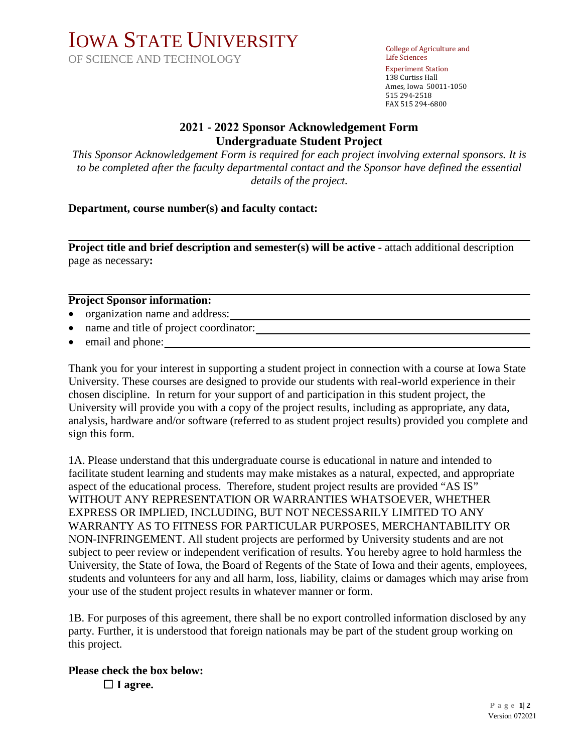# IOWA STATE UNIVERSITY

OF SCIENCE AND TECHNOLOGY

College of Agriculture and Life Sciences

Experiment Station
138 Curtiss Hall
Ames, Iowa 50011-1050
515 294-2518
FAX 515 294-6800

## 2021 - 2022 Sponsor Acknowledgement Form
## Undergraduate Student Project

*This Sponsor Acknowledgement Form is required for each project involving external sponsors. It is to be completed after the faculty departmental contact and the Sponsor have defined the essential details of the project.*

**Department, course number(s) and faculty contact:**

---

**Project title and brief description and semester(s) will be active -** attach additional description page as necessary**:**

---

**Project Sponsor information:**

- organization name and address: ____________________
- name and title of project coordinator: ____________________
- email and phone: ____________________

Thank you for your interest in supporting a student project in connection with a course at Iowa State University. These courses are designed to provide our students with real-world experience in their chosen discipline. In return for your support of and participation in this student project, the University will provide you with a copy of the project results, including as appropriate, any data, analysis, hardware and/or software (referred to as student project results) provided you complete and sign this form.

1A. Please understand that this undergraduate course is educational in nature and intended to facilitate student learning and students may make mistakes as a natural, expected, and appropriate aspect of the educational process. Therefore, student project results are provided "AS IS" WITHOUT ANY REPRESENTATION OR WARRANTIES WHATSOEVER, WHETHER EXPRESS OR IMPLIED, INCLUDING, BUT NOT NECESSARILY LIMITED TO ANY WARRANTY AS TO FITNESS FOR PARTICULAR PURPOSES, MERCHANTABILITY OR NON-INFRINGEMENT. All student projects are performed by University students and are not subject to peer review or independent verification of results. You hereby agree to hold harmless the University, the State of Iowa, the Board of Regents of the State of Iowa and their agents, employees, students and volunteers for any and all harm, loss, liability, claims or damages which may arise from your use of the student project results in whatever manner or form.

1B. For purposes of this agreement, there shall be no export controlled information disclosed by any party. Further, it is understood that foreign nationals may be part of the student group working on this project.

**Please check the box below:**

☐ **I agree.**

Version 072021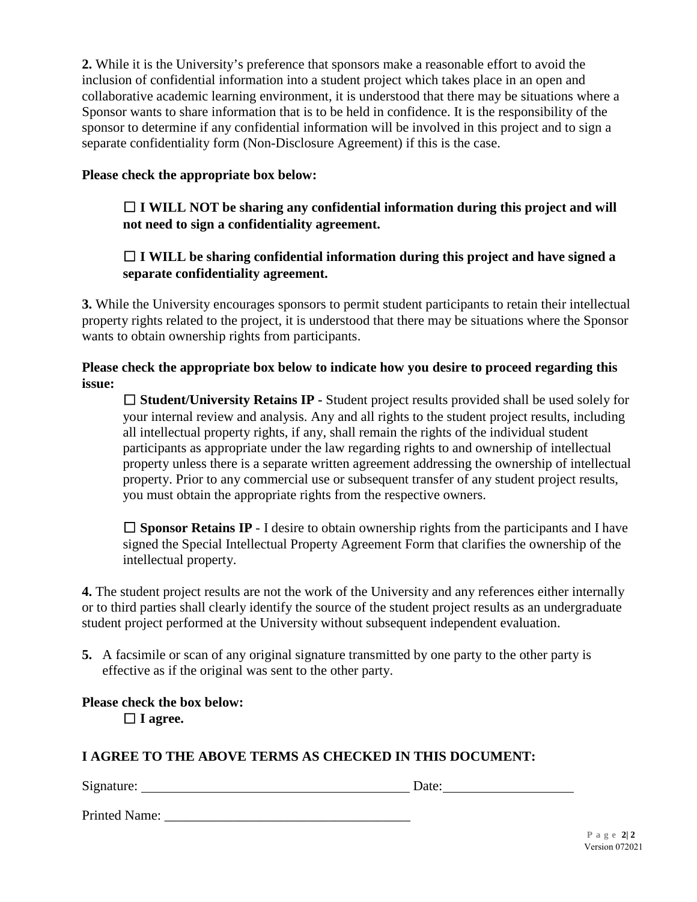**2.** While it is the University's preference that sponsors make a reasonable effort to avoid the inclusion of confidential information into a student project which takes place in an open and collaborative academic learning environment, it is understood that there may be situations where a Sponsor wants to share information that is to be held in confidence. It is the responsibility of the sponsor to determine if any confidential information will be involved in this project and to sign a separate confidentiality form (Non-Disclosure Agreement) if this is the case.

**Please check the appropriate box below:**

☐ **I WILL NOT be sharing any confidential information during this project and will not need to sign a confidentiality agreement.**

☐ **I WILL be sharing confidential information during this project and have signed a separate confidentiality agreement.**

**3.** While the University encourages sponsors to permit student participants to retain their intellectual property rights related to the project, it is understood that there may be situations where the Sponsor wants to obtain ownership rights from participants.

**Please check the appropriate box below to indicate how you desire to proceed regarding this issue:**

☐ **Student/University Retains IP -** Student project results provided shall be used solely for your internal review and analysis. Any and all rights to the student project results, including all intellectual property rights, if any, shall remain the rights of the individual student participants as appropriate under the law regarding rights to and ownership of intellectual property unless there is a separate written agreement addressing the ownership of intellectual property. Prior to any commercial use or subsequent transfer of any student project results, you must obtain the appropriate rights from the respective owners.

☐ **Sponsor Retains IP** - I desire to obtain ownership rights from the participants and I have signed the Special Intellectual Property Agreement Form that clarifies the ownership of the intellectual property.

**4.** The student project results are not the work of the University and any references either internally or to third parties shall clearly identify the source of the student project results as an undergraduate student project performed at the University without subsequent independent evaluation.

**5.** A facsimile or scan of any original signature transmitted by one party to the other party is effective as if the original was sent to the other party.

**Please check the box below:**

☐ **I agree.**

**I AGREE TO THE ABOVE TERMS AS CHECKED IN THIS DOCUMENT:**

Signature: ______________________________________ Date: __________________

Printed Name: ____________________________________

Version 072021